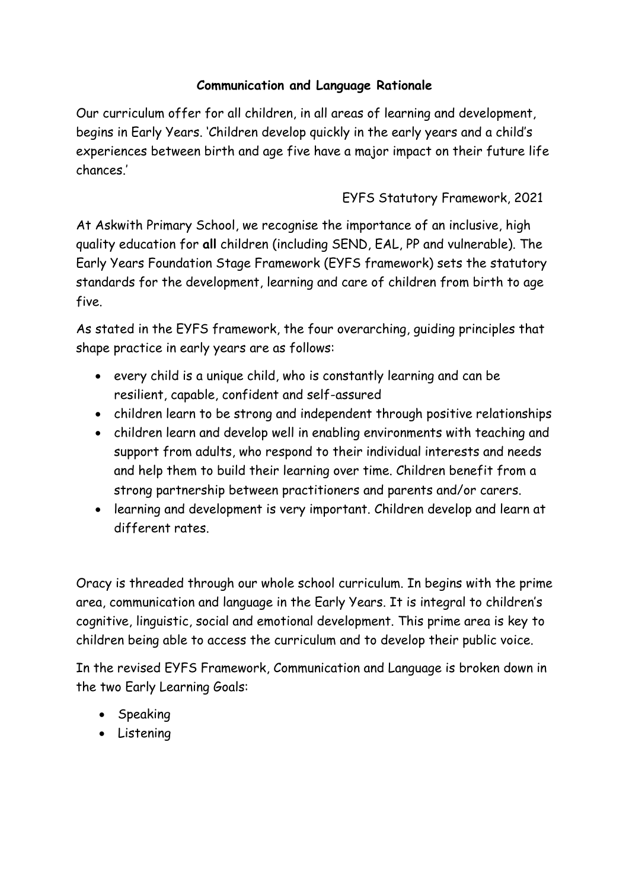**Communication and Language Rationale**

Our curriculum offer for all children, in all areas of learning and development, begins in Early Years. 'Children develop quickly in the early years and a child's experiences between birth and age five have a major impact on their future life chances.'

EYFS Statutory Framework, 2021

At Askwith Primary School, we recognise the importance of an inclusive, high quality education for **all** children (including SEND, EAL, PP and vulnerable). The Early Years Foundation Stage Framework (EYFS framework) sets the statutory standards for the development, learning and care of children from birth to age five.

As stated in the EYFS framework, the four overarching, guiding principles that shape practice in early years are as follows:

- every child is a unique child, who is constantly learning and can be resilient, capable, confident and self-assured
- children learn to be strong and independent through positive relationships
- children learn and develop well in enabling environments with teaching and support from adults, who respond to their individual interests and needs and help them to build their learning over time. Children benefit from a strong partnership between practitioners and parents and/or carers.
- learning and development is very important. Children develop and learn at different rates.

Oracy is threaded through our whole school curriculum. In begins with the prime area, communication and language in the Early Years. It is integral to children's cognitive, linguistic, social and emotional development. This prime area is key to children being able to access the curriculum and to develop their public voice.

In the revised EYFS Framework, Communication and Language is broken down in the two Early Learning Goals:

- Speaking
- Listening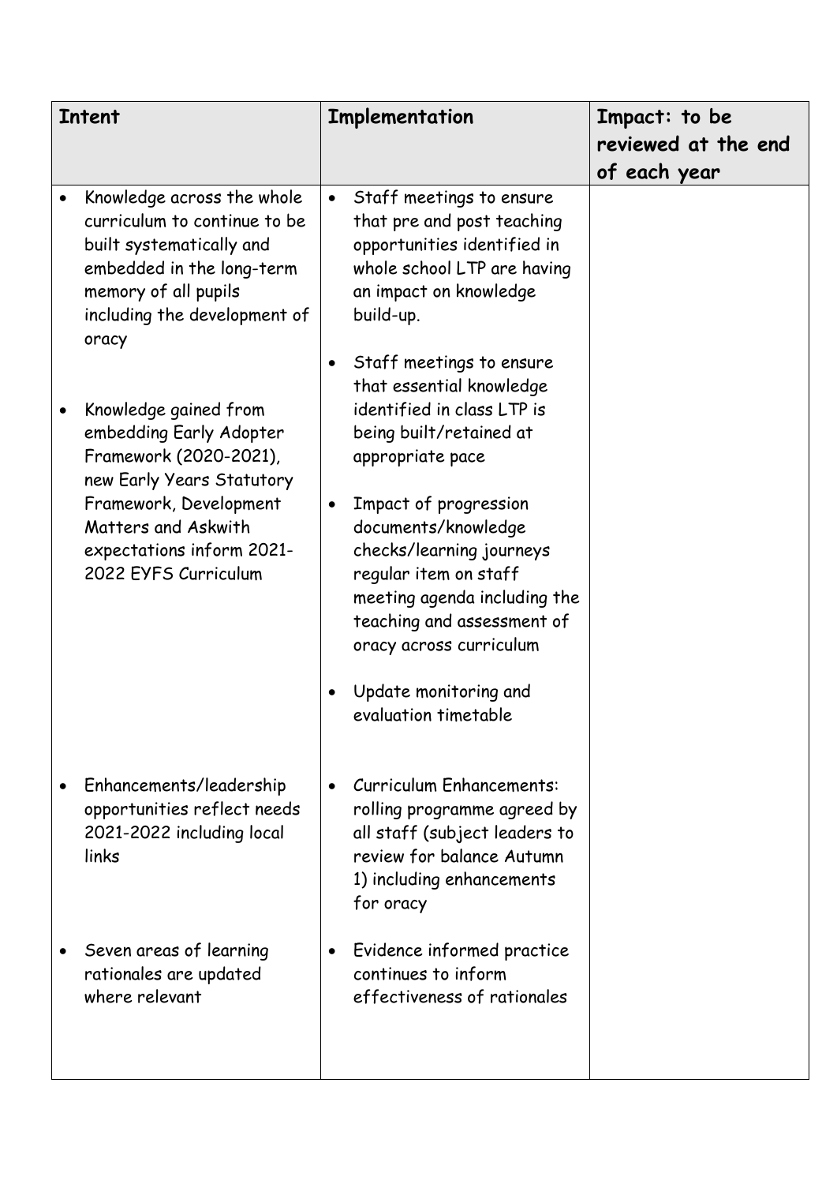| Intent | Implementation | Impact: to be reviewed at the end of each year |
|---|---|---|
| • Knowledge across the whole curriculum to continue to be built systematically and embedded in the long-term memory of all pupils including the development of oracy<br><br>• Knowledge gained from embedding Early Adopter Framework (2020-2021), new Early Years Statutory Framework, Development Matters and Askwith expectations inform 2021-2022 EYFS Curriculum | • Staff meetings to ensure that pre and post teaching opportunities identified in whole school LTP are having an impact on knowledge build-up.<br><br>• Staff meetings to ensure that essential knowledge identified in class LTP is being built/retained at appropriate pace<br><br>• Impact of progression documents/knowledge checks/learning journeys regular item on staff meeting agenda including the teaching and assessment of oracy across curriculum<br><br>• Update monitoring and evaluation timetable | |
| • Enhancements/leadership opportunities reflect needs 2021-2022 including local links | • Curriculum Enhancements: rolling programme agreed by all staff (subject leaders to review for balance Autumn 1) including enhancements for oracy | |
| • Seven areas of learning rationales are updated where relevant | • Evidence informed practice continues to inform effectiveness of rationales | |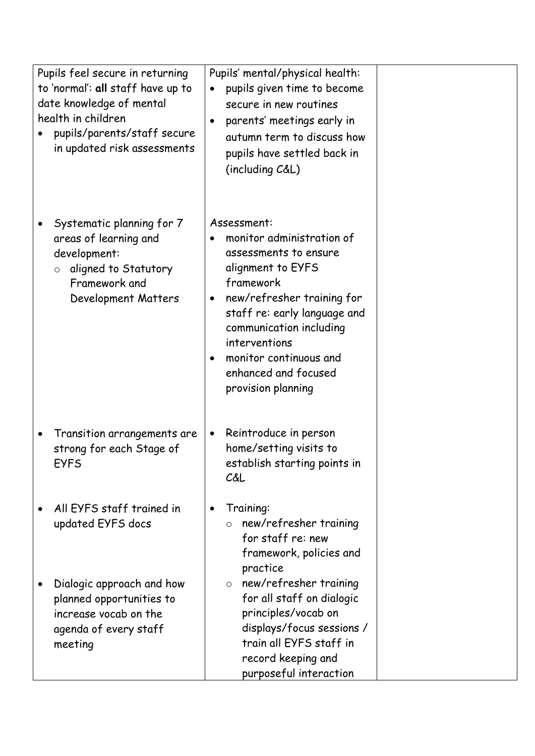| | | |
|---|---|---|
| Pupils feel secure in returning to 'normal': **all** staff have up to date knowledge of mental health in children<br>• pupils/parents/staff secure in updated risk assessments | Pupils' mental/physical health:<br>• pupils given time to become secure in new routines<br>• parents' meetings early in autumn term to discuss how pupils have settled back in (including C&L) | |
| • Systematic planning for 7 areas of learning and development:<br>&nbsp;&nbsp;&nbsp;&nbsp;○ aligned to Statutory Framework and Development Matters | Assessment:<br>• monitor administration of assessments to ensure alignment to EYFS framework<br>• new/refresher training for staff re: early language and communication including interventions<br>• monitor continuous and enhanced and focused provision planning | |
| • Transition arrangements are strong for each Stage of EYFS | • Reintroduce in person home/setting visits to establish starting points in C&L | |
| • All EYFS staff trained in updated EYFS docs<br><br>• Dialogic approach and how planned opportunities to increase vocab on the agenda of every staff meeting | • Training:<br>&nbsp;&nbsp;&nbsp;&nbsp;○ new/refresher training for staff re: new framework, policies and practice<br>&nbsp;&nbsp;&nbsp;&nbsp;○ new/refresher training for all staff on dialogic principles/vocab on displays/focus sessions / train all EYFS staff in record keeping and purposeful interaction | |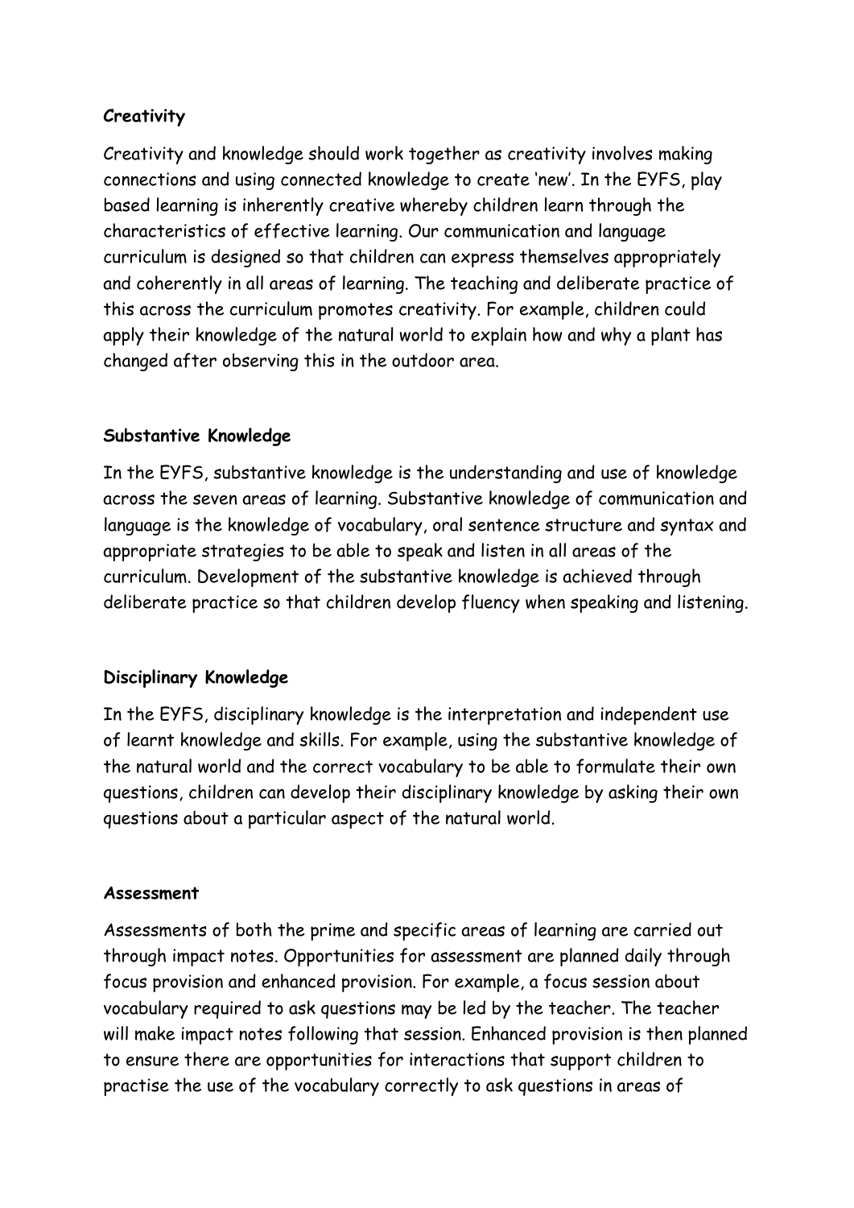**Creativity**

Creativity and knowledge should work together as creativity involves making connections and using connected knowledge to create 'new'. In the EYFS, play based learning is inherently creative whereby children learn through the characteristics of effective learning. Our communication and language curriculum is designed so that children can express themselves appropriately and coherently in all areas of learning. The teaching and deliberate practice of this across the curriculum promotes creativity. For example, children could apply their knowledge of the natural world to explain how and why a plant has changed after observing this in the outdoor area.

**Substantive Knowledge**

In the EYFS, substantive knowledge is the understanding and use of knowledge across the seven areas of learning. Substantive knowledge of communication and language is the knowledge of vocabulary, oral sentence structure and syntax and appropriate strategies to be able to speak and listen in all areas of the curriculum. Development of the substantive knowledge is achieved through deliberate practice so that children develop fluency when speaking and listening.

**Disciplinary Knowledge**

In the EYFS, disciplinary knowledge is the interpretation and independent use of learnt knowledge and skills. For example, using the substantive knowledge of the natural world and the correct vocabulary to be able to formulate their own questions, children can develop their disciplinary knowledge by asking their own questions about a particular aspect of the natural world.

**Assessment**

Assessments of both the prime and specific areas of learning are carried out through impact notes. Opportunities for assessment are planned daily through focus provision and enhanced provision. For example, a focus session about vocabulary required to ask questions may be led by the teacher. The teacher will make impact notes following that session. Enhanced provision is then planned to ensure there are opportunities for interactions that support children to practise the use of the vocabulary correctly to ask questions in areas of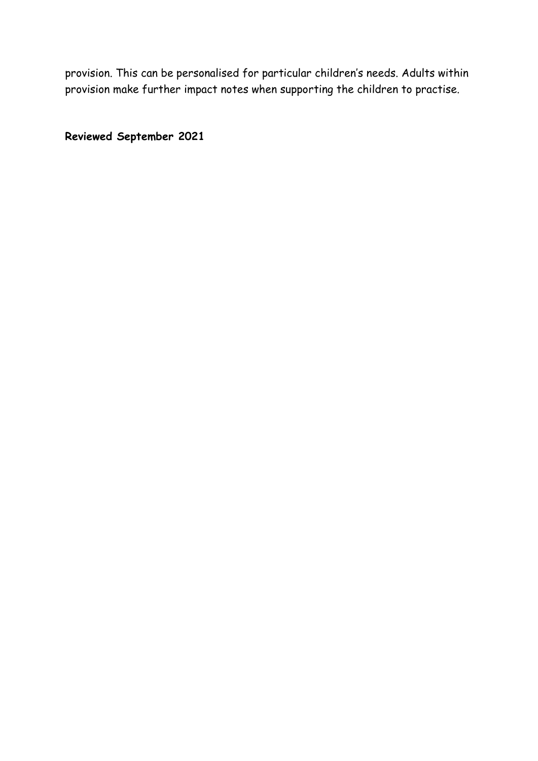provision. This can be personalised for particular children's needs. Adults within provision make further impact notes when supporting the children to practise.

**Reviewed September 2021**